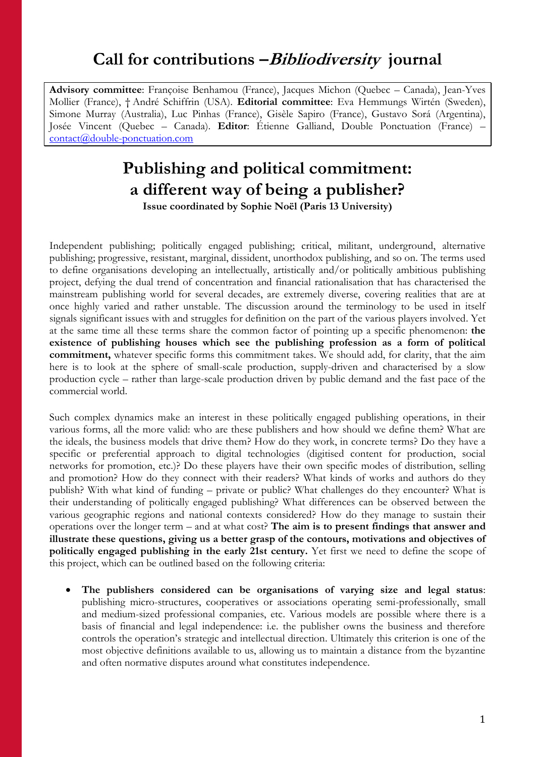# Call for contributions – *Bibliodiversity* journal

**Advisory committee**: Françoise Benhamou (France), Jacques Michon (Quebec – Canada), Jean-Yves Mollier (France), † André Schiffrin (USA). **Editorial committee**: Eva Hemmungs Wirtén (Sweden), Simone Murray (Australia), Luc Pinhas (France), Gisèle Sapiro (France), Gustavo Sorá (Argentina), Josée Vincent (Quebec – Canada). **Editor**: Étienne Galliand, Double Ponctuation (France) – contact@double-ponctuation.com

## Publishing and political commitment: a different way of being a publisher?

**Issue coordinated by Sophie Noël (Paris 13 University)**

Independent publishing; politically engaged publishing; critical, militant, underground, alternative publishing; progressive, resistant, marginal, dissident, unorthodox publishing, and so on. The terms used to define organisations developing an intellectually, artistically and/or politically ambitious publishing project, defying the dual trend of concentration and financial rationalisation that has characterised the mainstream publishing world for several decades, are extremely diverse, covering realities that are at once highly varied and rather unstable. The discussion around the terminology to be used in itself signals significant issues with and struggles for definition on the part of the various players involved. Yet at the same time all these terms share the common factor of pointing up a specific phenomenon: **the existence of publishing houses which see the publishing profession as a form of political commitment,** whatever specific forms this commitment takes. We should add, for clarity, that the aim here is to look at the sphere of small-scale production, supply-driven and characterised by a slow production cycle – rather than large-scale production driven by public demand and the fast pace of the commercial world.

Such complex dynamics make an interest in these politically engaged publishing operations, in their various forms, all the more valid: who are these publishers and how should we define them? What are the ideals, the business models that drive them? How do they work, in concrete terms? Do they have a specific or preferential approach to digital technologies (digitised content for production, social networks for promotion, etc.)? Do these players have their own specific modes of distribution, selling and promotion? How do they connect with their readers? What kinds of works and authors do they publish? With what kind of funding – private or public? What challenges do they encounter? What is their understanding of politically engaged publishing? What differences can be observed between the various geographic regions and national contexts considered? How do they manage to sustain their operations over the longer term – and at what cost? **The aim is to present findings that answer and illustrate these questions, giving us a better grasp of the contours, motivations and objectives of politically engaged publishing in the early 21st century.** Yet first we need to define the scope of this project, which can be outlined based on the following criteria:

- **The publishers considered can be organisations of varying size and legal status**: publishing micro-structures, cooperatives or associations operating semi-professionally, small and medium-sized professional companies, etc. Various models are possible where there is a basis of financial and legal independence: i.e. the publisher owns the business and therefore controls the operation's strategic and intellectual direction. Ultimately this criterion is one of the most objective definitions available to us, allowing us to maintain a distance from the byzantine and often normative disputes around what constitutes independence.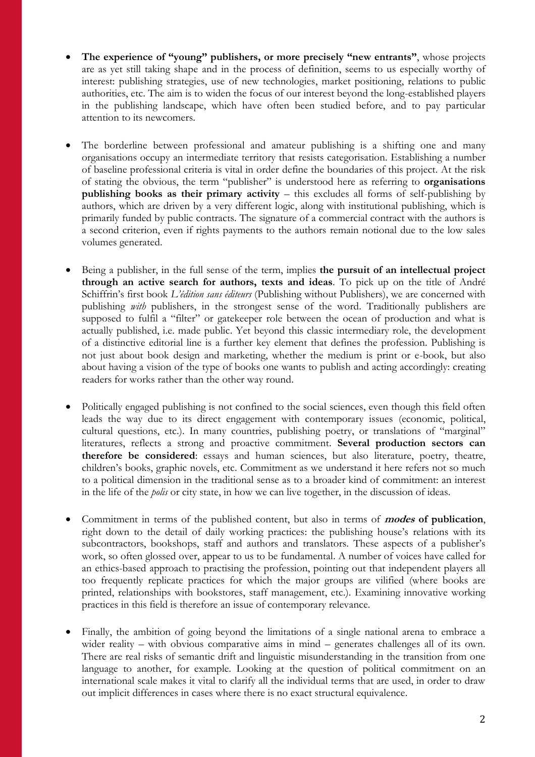- **The experience of "young" publishers, or more precisely "new entrants"**, whose projects are as yet still taking shape and in the process of definition, seems to us especially worthy of interest: publishing strategies, use of new technologies, market positioning, relations to public authorities, etc. The aim is to widen the focus of our interest beyond the long-established players in the publishing landscape, which have often been studied before, and to pay particular attention to its newcomers.

- The borderline between professional and amateur publishing is a shifting one and many organisations occupy an intermediate territory that resists categorisation. Establishing a number of baseline professional criteria is vital in order define the boundaries of this project. At the risk of stating the obvious, the term "publisher" is understood here as referring to **organisations publishing books as their primary activity** – this excludes all forms of self-publishing by authors, which are driven by a very different logic, along with institutional publishing, which is primarily funded by public contracts. The signature of a commercial contract with the authors is a second criterion, even if rights payments to the authors remain notional due to the low sales volumes generated.

- Being a publisher, in the full sense of the term, implies **the pursuit of an intellectual project through an active search for authors, texts and ideas**. To pick up on the title of André Schiffrin's first book *L'édition sans éditeurs* (Publishing without Publishers), we are concerned with publishing *with* publishers, in the strongest sense of the word. Traditionally publishers are supposed to fulfil a "filter" or gatekeeper role between the ocean of production and what is actually published, i.e. made public. Yet beyond this classic intermediary role, the development of a distinctive editorial line is a further key element that defines the profession. Publishing is not just about book design and marketing, whether the medium is print or e-book, but also about having a vision of the type of books one wants to publish and acting accordingly: creating readers for works rather than the other way round.

- Politically engaged publishing is not confined to the social sciences, even though this field often leads the way due to its direct engagement with contemporary issues (economic, political, cultural questions, etc.). In many countries, publishing poetry, or translations of "marginal" literatures, reflects a strong and proactive commitment. **Several production sectors can therefore be considered**: essays and human sciences, but also literature, poetry, theatre, children's books, graphic novels, etc. Commitment as we understand it here refers not so much to a political dimension in the traditional sense as to a broader kind of commitment: an interest in the life of the *polis* or city state, in how we can live together, in the discussion of ideas.

- Commitment in terms of the published content, but also in terms of ***modes* of publication**, right down to the detail of daily working practices: the publishing house's relations with its subcontractors, bookshops, staff and authors and translators. These aspects of a publisher's work, so often glossed over, appear to us to be fundamental. A number of voices have called for an ethics-based approach to practising the profession, pointing out that independent players all too frequently replicate practices for which the major groups are vilified (where books are printed, relationships with bookstores, staff management, etc.). Examining innovative working practices in this field is therefore an issue of contemporary relevance.

- Finally, the ambition of going beyond the limitations of a single national arena to embrace a wider reality – with obvious comparative aims in mind – generates challenges all of its own. There are real risks of semantic drift and linguistic misunderstanding in the transition from one language to another, for example. Looking at the question of political commitment on an international scale makes it vital to clarify all the individual terms that are used, in order to draw out implicit differences in cases where there is no exact structural equivalence.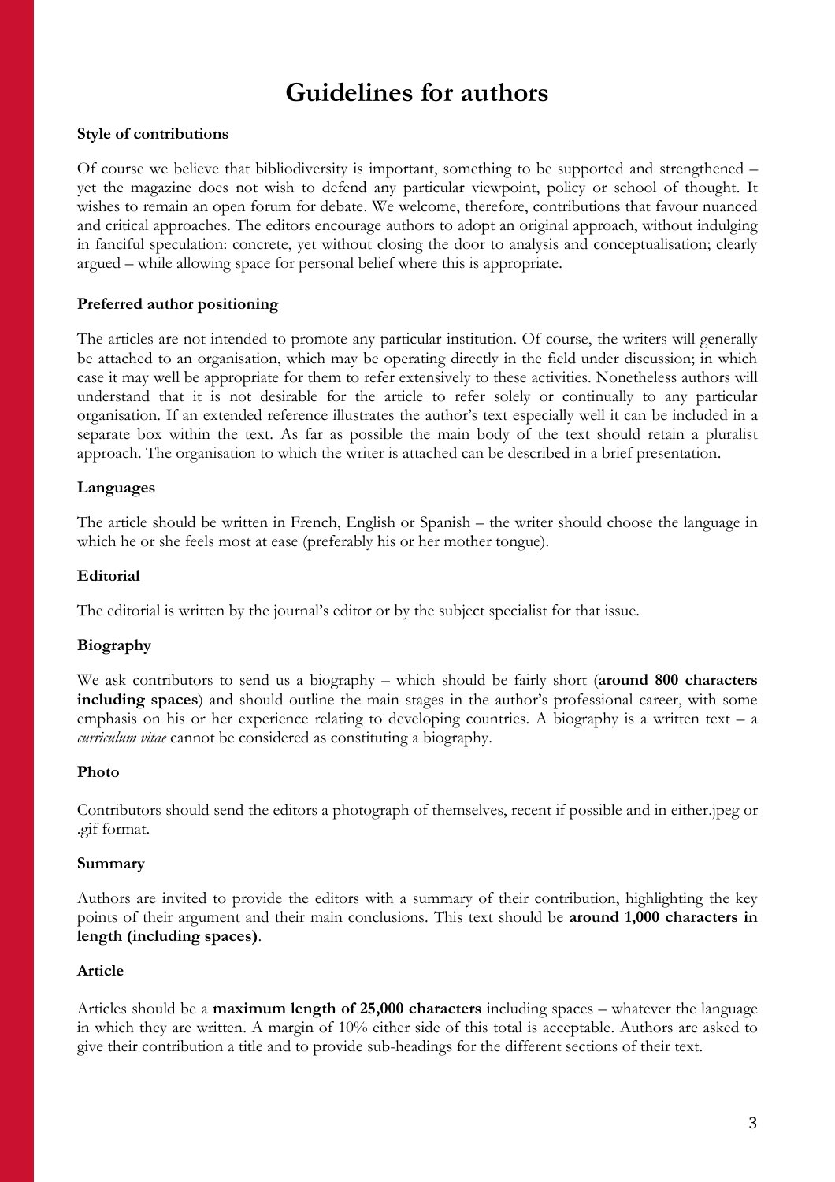# Guidelines for authors

**Style of contributions**

Of course we believe that bibliodiversity is important, something to be supported and strengthened – yet the magazine does not wish to defend any particular viewpoint, policy or school of thought. It wishes to remain an open forum for debate. We welcome, therefore, contributions that favour nuanced and critical approaches. The editors encourage authors to adopt an original approach, without indulging in fanciful speculation: concrete, yet without closing the door to analysis and conceptualisation; clearly argued – while allowing space for personal belief where this is appropriate.

**Preferred author positioning**

The articles are not intended to promote any particular institution. Of course, the writers will generally be attached to an organisation, which may be operating directly in the field under discussion; in which case it may well be appropriate for them to refer extensively to these activities. Nonetheless authors will understand that it is not desirable for the article to refer solely or continually to any particular organisation. If an extended reference illustrates the author's text especially well it can be included in a separate box within the text. As far as possible the main body of the text should retain a pluralist approach. The organisation to which the writer is attached can be described in a brief presentation.

**Languages**

The article should be written in French, English or Spanish – the writer should choose the language in which he or she feels most at ease (preferably his or her mother tongue).

**Editorial**

The editorial is written by the journal's editor or by the subject specialist for that issue.

**Biography**

We ask contributors to send us a biography – which should be fairly short (**around 800 characters including spaces**) and should outline the main stages in the author's professional career, with some emphasis on his or her experience relating to developing countries. A biography is a written text – a *curriculum vitae* cannot be considered as constituting a biography.

**Photo**

Contributors should send the editors a photograph of themselves, recent if possible and in either.jpeg or .gif format.

**Summary**

Authors are invited to provide the editors with a summary of their contribution, highlighting the key points of their argument and their main conclusions. This text should be **around 1,000 characters in length (including spaces)**.

**Article**

Articles should be a **maximum length of 25,000 characters** including spaces – whatever the language in which they are written. A margin of 10% either side of this total is acceptable. Authors are asked to give their contribution a title and to provide sub-headings for the different sections of their text.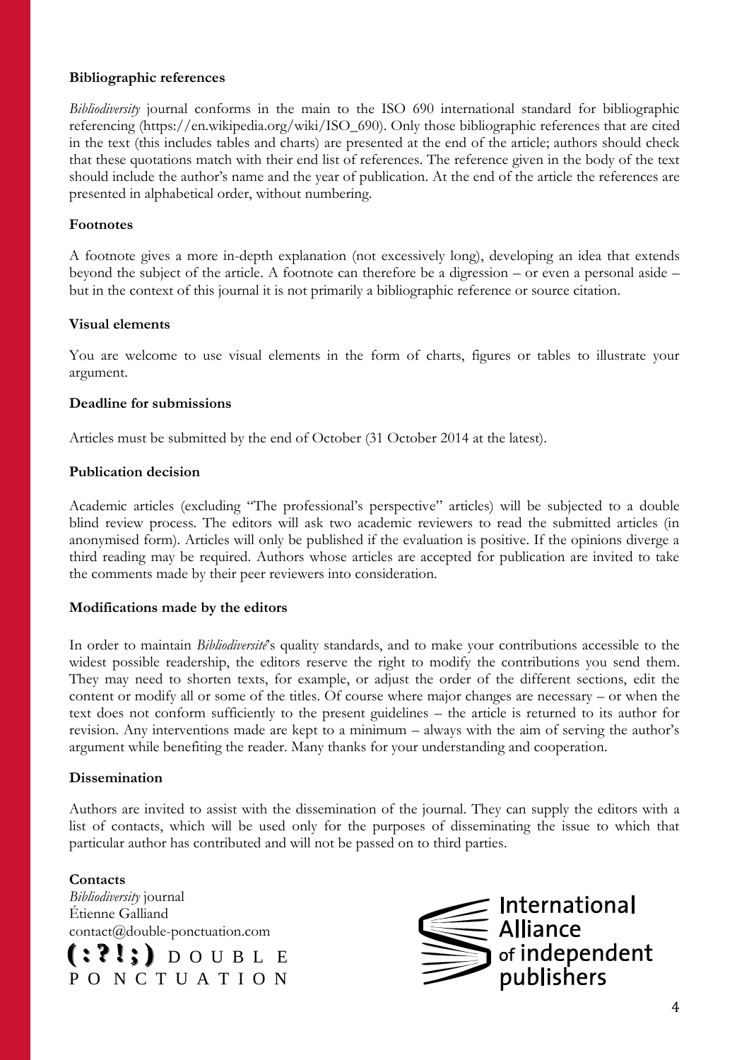**Bibliographic references**

*Bibliodiversity* journal conforms in the main to the ISO 690 international standard for bibliographic referencing (https://en.wikipedia.org/wiki/ISO_690). Only those bibliographic references that are cited in the text (this includes tables and charts) are presented at the end of the article; authors should check that these quotations match with their end list of references. The reference given in the body of the text should include the author's name and the year of publication. At the end of the article the references are presented in alphabetical order, without numbering.

**Footnotes**

A footnote gives a more in-depth explanation (not excessively long), developing an idea that extends beyond the subject of the article. A footnote can therefore be a digression – or even a personal aside – but in the context of this journal it is not primarily a bibliographic reference or source citation.

**Visual elements**

You are welcome to use visual elements in the form of charts, figures or tables to illustrate your argument.

**Deadline for submissions**

Articles must be submitted by the end of October (31 October 2014 at the latest).

**Publication decision**

Academic articles (excluding "The professional's perspective" articles) will be subjected to a double blind review process. The editors will ask two academic reviewers to read the submitted articles (in anonymised form). Articles will only be published if the evaluation is positive. If the opinions diverge a third reading may be required. Authors whose articles are accepted for publication are invited to take the comments made by their peer reviewers into consideration.

**Modifications made by the editors**

In order to maintain *Bibliodiversité*'s quality standards, and to make your contributions accessible to the widest possible readership, the editors reserve the right to modify the contributions you send them. They may need to shorten texts, for example, or adjust the order of the different sections, edit the content or modify all or some of the titles. Of course where major changes are necessary – or when the text does not conform sufficiently to the present guidelines – the article is returned to its author for revision. Any interventions made are kept to a minimum – always with the aim of serving the author's argument while benefiting the reader. Many thanks for your understanding and cooperation.

**Dissemination**

Authors are invited to assist with the dissemination of the journal. They can supply the editors with a list of contacts, which will be used only for the purposes of disseminating the issue to which that particular author has contributed and will not be passed on to third parties.

**Contacts**
*Bibliodiversity* journal
Étienne Galliand
contact@double-ponctuation.com

(:?!;) DOUBLE PONCTUATION

International Alliance of independent publishers